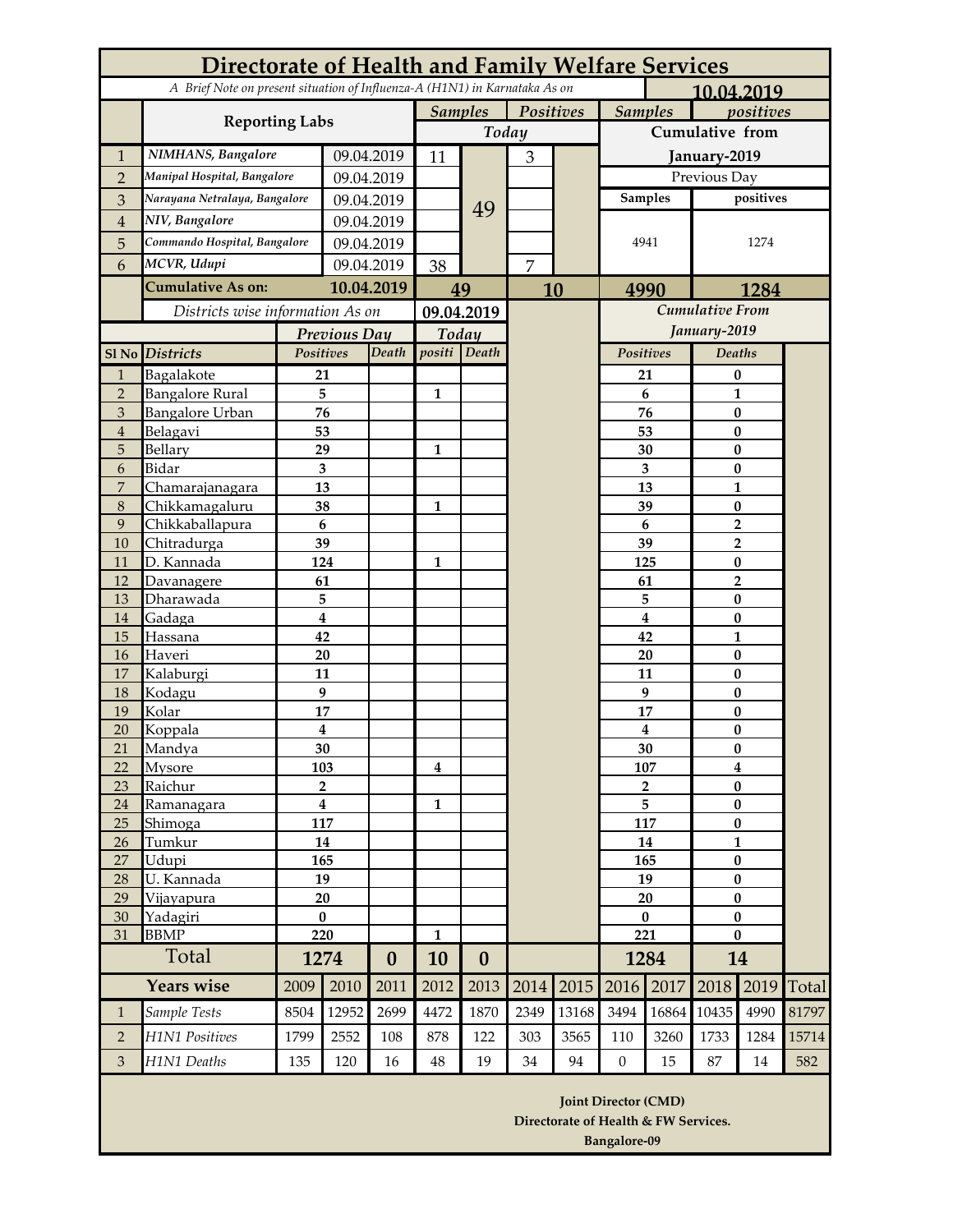# Directorate of Health and Family Welfare Services

*A Brief Note on present situation of Influenza-A (H1N1) in Karnataka As on* **10.04.2019**

| | Reporting Labs | | Samples Today | | Positives Today | | Samples Cumulative from January-2019 Previous Day | positives Cumulative from January-2019 Previous Day |
|---|---|---|---|---|---|---|---|---|
| 1 | *NIMHANS, Bangalore* | 09.04.2019 | 11 | 49 | 3 | | 4941 | 1274 |
| 2 | *Manipal Hospital, Bangalore* | 09.04.2019 | | | | | | |
| 3 | *Narayana Netralaya, Bangalore* | 09.04.2019 | | | | | | |
| 4 | *NIV, Bangalore* | 09.04.2019 | | | | | | |
| 5 | *Commando Hospital, Bangalore* | 09.04.2019 | | | | | | |
| 6 | *MCVR, Udupi* | 09.04.2019 | 38 | | 7 | | | |
| | **Cumulative As on:** | **10.04.2019** | **49** | | **10** | | **4990** | **1284** |

*Districts wise information As on* **09.04.2019**

| Sl No | *Districts* | *Previous Day Positives* | *Previous Day Death* | *Today positi* | *Today Death* | *Cumulative From January-2019 Positives* | *Cumulative From January-2019 Deaths* |
|---|---|---|---|---|---|---|---|
| 1 | Bagalakote | 21 | | | | 21 | 0 |
| 2 | Bangalore Rural | 5 | | 1 | | 6 | 1 |
| 3 | Bangalore Urban | 76 | | | | 76 | 0 |
| 4 | Belagavi | 53 | | | | 53 | 0 |
| 5 | Bellary | 29 | | 1 | | 30 | 0 |
| 6 | Bidar | 3 | | | | 3 | 0 |
| 7 | Chamarajanagara | 13 | | | | 13 | 1 |
| 8 | Chikkamagaluru | 38 | | 1 | | 39 | 0 |
| 9 | Chikkaballapura | 6 | | | | 6 | 2 |
| 10 | Chitradurga | 39 | | | | 39 | 2 |
| 11 | D. Kannada | 124 | | 1 | | 125 | 0 |
| 12 | Davanagere | 61 | | | | 61 | 2 |
| 13 | Dharawada | 5 | | | | 5 | 0 |
| 14 | Gadaga | 4 | | | | 4 | 0 |
| 15 | Hassana | 42 | | | | 42 | 1 |
| 16 | Haveri | 20 | | | | 20 | 0 |
| 17 | Kalaburgi | 11 | | | | 11 | 0 |
| 18 | Kodagu | 9 | | | | 9 | 0 |
| 19 | Kolar | 17 | | | | 17 | 0 |
| 20 | Koppala | 4 | | | | 4 | 0 |
| 21 | Mandya | 30 | | | | 30 | 0 |
| 22 | Mysore | 103 | | 4 | | 107 | 4 |
| 23 | Raichur | 2 | | | | 2 | 0 |
| 24 | Ramanagara | 4 | | 1 | | 5 | 0 |
| 25 | Shimoga | 117 | | | | 117 | 0 |
| 26 | Tumkur | 14 | | | | 14 | 1 |
| 27 | Udupi | 165 | | | | 165 | 0 |
| 28 | U. Kannada | 19 | | | | 19 | 0 |
| 29 | Vijayapura | 20 | | | | 20 | 0 |
| 30 | Yadagiri | 0 | | | | 0 | 0 |
| 31 | BBMP | 220 | | 1 | | 221 | 0 |
| | **Total** | **1274** | **0** | **10** | **0** | **1284** | **14** |

| | Years wise | 2009 | 2010 | 2011 | 2012 | 2013 | 2014 | 2015 | 2016 | 2017 | 2018 | 2019 | Total |
|---|---|---|---|---|---|---|---|---|---|---|---|---|---|
| 1 | *Sample Tests* | 8504 | 12952 | 2699 | 4472 | 1870 | 2349 | 13168 | 3494 | 16864 | 10435 | 4990 | 81797 |
| 2 | *H1N1 Positives* | 1799 | 2552 | 108 | 878 | 122 | 303 | 3565 | 110 | 3260 | 1733 | 1284 | 15714 |
| 3 | *H1N1 Deaths* | 135 | 120 | 16 | 48 | 19 | 34 | 94 | 0 | 15 | 87 | 14 | 582 |

**Joint Director (CMD)**
**Directorate of Health & FW Services.**
**Bangalore-09**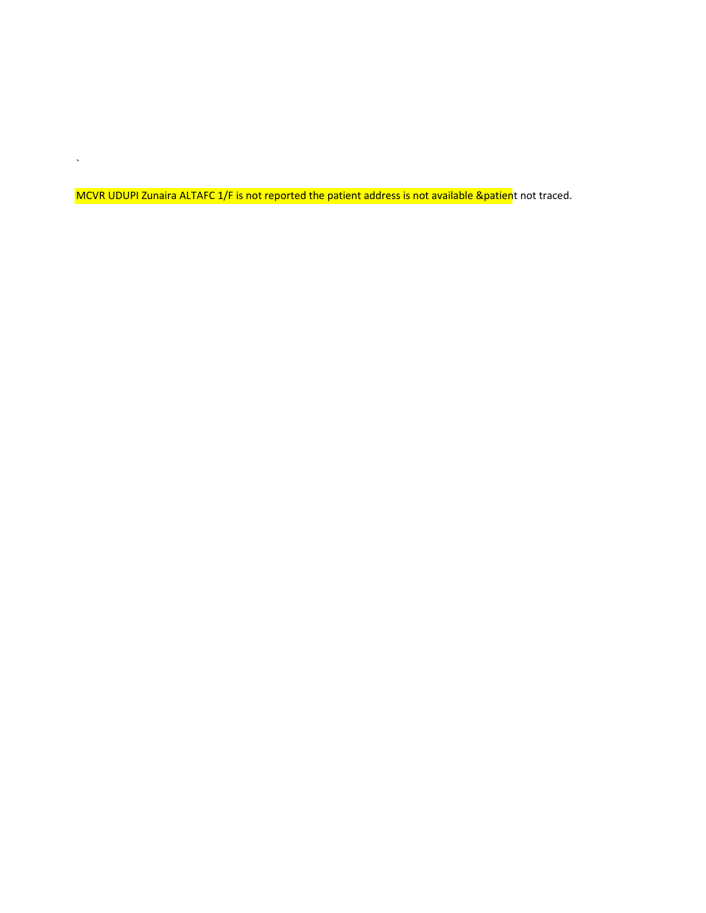`

MCVR UDUPI Zunaira ALTAFC 1/F is not reported the patient address is not available &patient not traced.